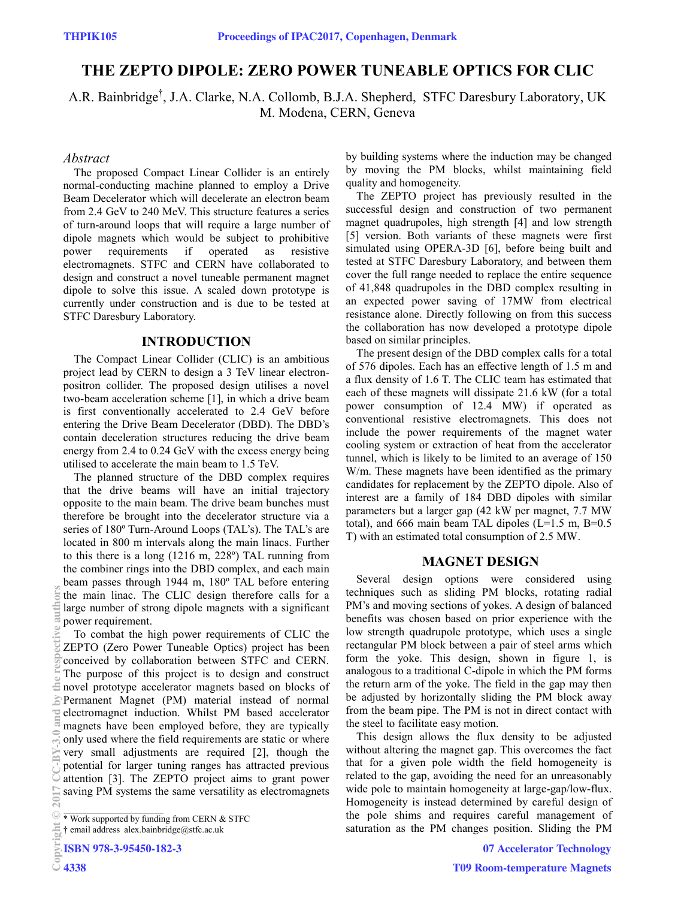# THE ZEPTO DIPOLE: ZERO POWER TUNEABLE OPTICS FOR CLIC

A.R. Bainbridge†, J.A. Clarke, N.A. Collomb, B.J.A. Shepherd, STFC Daresbury Laboratory, UK
M. Modena, CERN, Geneva

## Abstract

The proposed Compact Linear Collider is an entirely normal-conducting machine planned to employ a Drive Beam Decelerator which will decelerate an electron beam from 2.4 GeV to 240 MeV. This structure features a series of turn-around loops that will require a large number of dipole magnets which would be subject to prohibitive power requirements if operated as resistive electromagnets. STFC and CERN have collaborated to design and construct a novel tuneable permanent magnet dipole to solve this issue. A scaled down prototype is currently under construction and is due to be tested at STFC Daresbury Laboratory.

## INTRODUCTION

The Compact Linear Collider (CLIC) is an ambitious project lead by CERN to design a 3 TeV linear electron-positron collider. The proposed design utilises a novel two-beam acceleration scheme [1], in which a drive beam is first conventionally accelerated to 2.4 GeV before entering the Drive Beam Decelerator (DBD). The DBD's contain deceleration structures reducing the drive beam energy from 2.4 to 0.24 GeV with the excess energy being utilised to accelerate the main beam to 1.5 TeV.

The planned structure of the DBD complex requires that the drive beams will have an initial trajectory opposite to the main beam. The drive beam bunches must therefore be brought into the decelerator structure via a series of 180º Turn-Around Loops (TAL's). The TAL's are located in 800 m intervals along the main linacs. Further to this there is a long (1216 m, 228º) TAL running from the combiner rings into the DBD complex, and each main beam passes through 1944 m, 180º TAL before entering the main linac. The CLIC design therefore calls for a large number of strong dipole magnets with a significant power requirement.

To combat the high power requirements of CLIC the ZEPTO (Zero Power Tuneable Optics) project has been conceived by collaboration between STFC and CERN. The purpose of this project is to design and construct novel prototype accelerator magnets based on blocks of Permanent Magnet (PM) material instead of normal electromagnet induction. Whilst PM based accelerator magnets have been employed before, they are typically only used where the field requirements are static or where very small adjustments are required [2], though the potential for larger tuning ranges has attracted previous attention [3]. The ZEPTO project aims to grant power saving PM systems the same versatility as electromagnets by building systems where the induction may be changed by moving the PM blocks, whilst maintaining field quality and homogeneity.

The ZEPTO project has previously resulted in the successful design and construction of two permanent magnet quadrupoles, high strength [4] and low strength [5] version. Both variants of these magnets were first simulated using OPERA-3D [6], before being built and tested at STFC Daresbury Laboratory, and between them cover the full range needed to replace the entire sequence of 41,848 quadrupoles in the DBD complex resulting in an expected power saving of 17MW from electrical resistance alone. Directly following on from this success the collaboration has now developed a prototype dipole based on similar principles.

The present design of the DBD complex calls for a total of 576 dipoles. Each has an effective length of 1.5 m and a flux density of 1.6 T. The CLIC team has estimated that each of these magnets will dissipate 21.6 kW (for a total power consumption of 12.4 MW) if operated as conventional resistive electromagnets. This does not include the power requirements of the magnet water cooling system or extraction of heat from the accelerator tunnel, which is likely to be limited to an average of 150 W/m. These magnets have been identified as the primary candidates for replacement by the ZEPTO dipole. Also of interest are a family of 184 DBD dipoles with similar parameters but a larger gap (42 kW per magnet, 7.7 MW total), and 666 main beam TAL dipoles (L=1.5 m, B=0.5 T) with an estimated total consumption of 2.5 MW.

## MAGNET DESIGN

Several design options were considered using techniques such as sliding PM blocks, rotating radial PM's and moving sections of yokes. A design of balanced benefits was chosen based on prior experience with the low strength quadrupole prototype, which uses a single rectangular PM block between a pair of steel arms which form the yoke. This design, shown in figure 1, is analogous to a traditional C-dipole in which the PM forms the return arm of the yoke. The field in the gap may then be adjusted by horizontally sliding the PM block away from the beam pipe. The PM is not in direct contact with the steel to facilitate easy motion.

This design allows the flux density to be adjusted without altering the magnet gap. This overcomes the fact that for a given pole width the field homogeneity is related to the gap, avoiding the need for an unreasonably wide pole to maintain homogeneity at large-gap/low-flux. Homogeneity is instead determined by careful design of the pole shims and requires careful management of saturation as the PM changes position. Sliding the PM

* Work supported by funding from CERN & STFC
† email address alex.bainbridge@stfc.ac.uk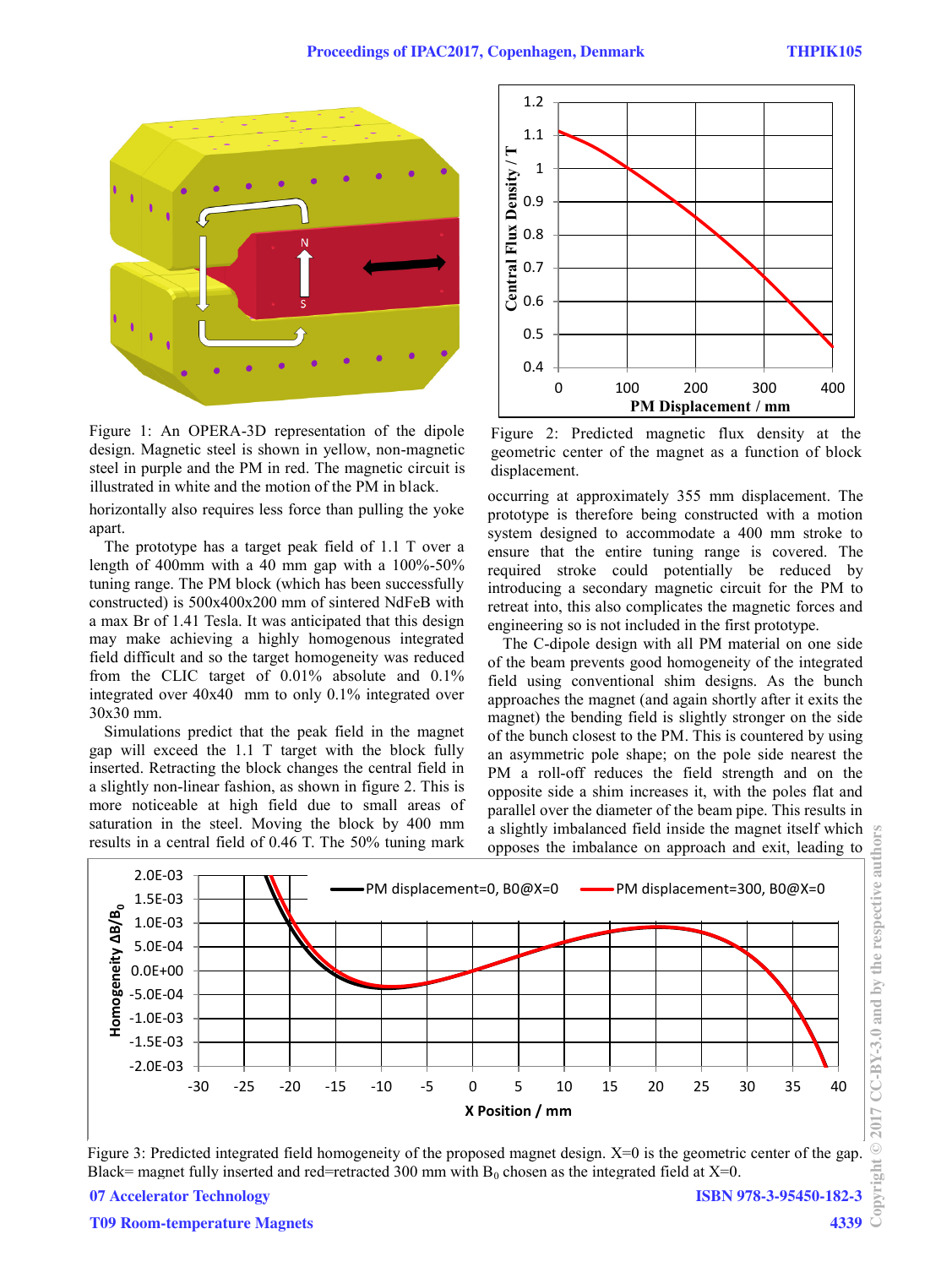Figure 1: An OPERA-3D representation of the dipole design. Magnetic steel is shown in yellow, non-magnetic steel in purple and the PM in red. The magnetic circuit is illustrated in white and the motion of the PM in black.

horizontally also requires less force than pulling the yoke apart.

The prototype has a target peak field of 1.1 T over a length of 400mm with a 40 mm gap with a 100%-50% tuning range. The PM block (which has been successfully constructed) is 500x400x200 mm of sintered NdFeB with a max Br of 1.41 Tesla. It was anticipated that this design may make achieving a highly homogenous integrated field difficult and so the target homogeneity was reduced from the CLIC target of 0.01% absolute and 0.1% integrated over 40x40 mm to only 0.1% integrated over 30x30 mm.

Simulations predict that the peak field in the magnet gap will exceed the 1.1 T target with the block fully inserted. Retracting the block changes the central field in a slightly non-linear fashion, as shown in figure 2. This is more noticeable at high field due to small areas of saturation in the steel. Moving the block by 400 mm results in a central field of 0.46 T. The 50% tuning mark

Figure 2: Predicted magnetic flux density at the geometric center of the magnet as a function of block displacement.

occurring at approximately 355 mm displacement. The prototype is therefore being constructed with a motion system designed to accommodate a 400 mm stroke to ensure that the entire tuning range is covered. The required stroke could potentially be reduced by introducing a secondary magnetic circuit for the PM to retreat into, this also complicates the magnetic forces and engineering so is not included in the first prototype.

The C-dipole design with all PM material on one side of the beam prevents good homogeneity of the integrated field using conventional shim designs. As the bunch approaches the magnet (and again shortly after it exits the magnet) the bending field is slightly stronger on the side of the bunch closest to the PM. This is countered by using an asymmetric pole shape; on the pole side nearest the PM a roll-off reduces the field strength and on the opposite side a shim increases it, with the poles flat and parallel over the diameter of the beam pipe. This results in a slightly imbalanced field inside the magnet itself which opposes the imbalance on approach and exit, leading to

Figure 3: Predicted integrated field homogeneity of the proposed magnet design. X=0 is the geometric center of the gap. Black= magnet fully inserted and red=retracted 300 mm with $B_0$ chosen as the integrated field at X=0.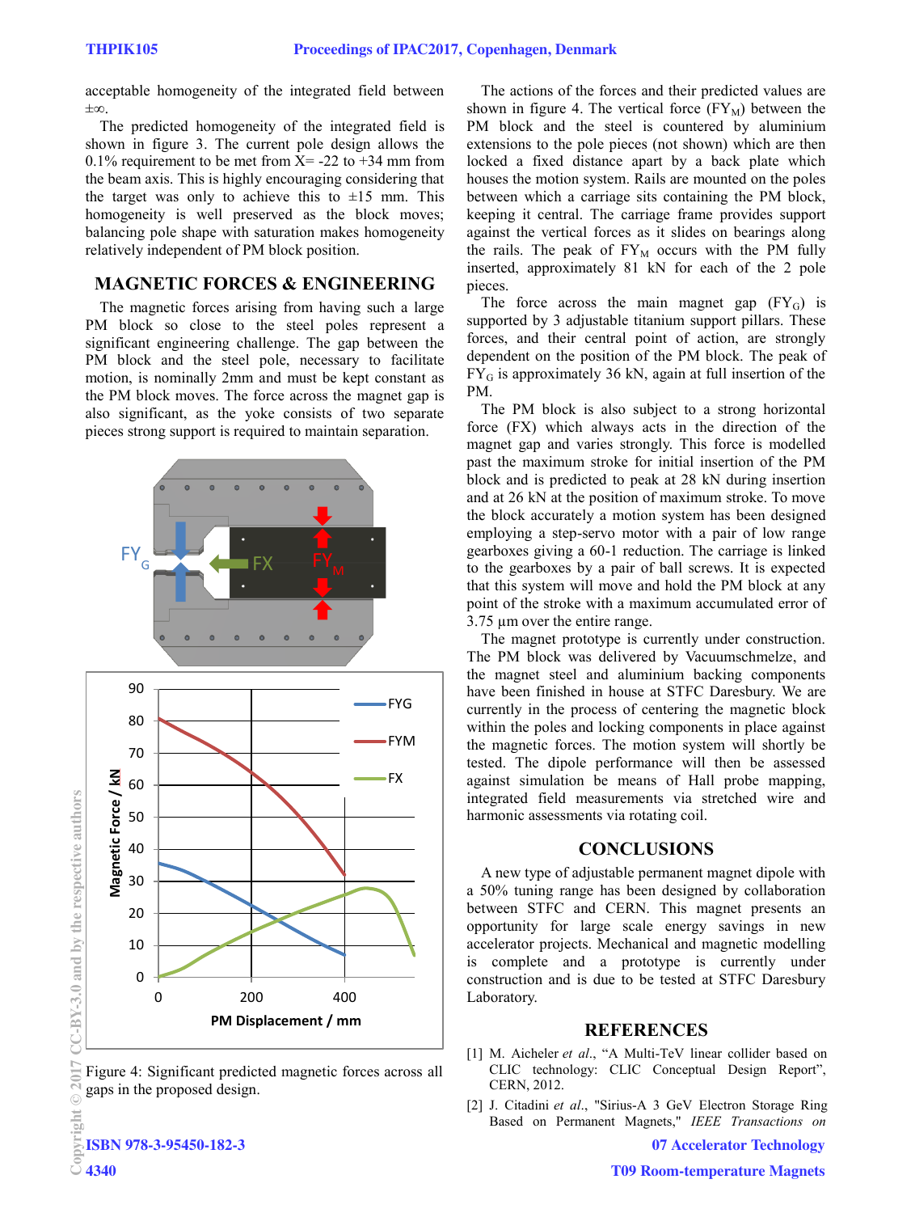acceptable homogeneity of the integrated field between ±∞.

The predicted homogeneity of the integrated field is shown in figure 3. The current pole design allows the 0.1% requirement to be met from X= -22 to +34 mm from the beam axis. This is highly encouraging considering that the target was only to achieve this to ±15 mm. This homogeneity is well preserved as the block moves; balancing pole shape with saturation makes homogeneity relatively independent of PM block position.

## MAGNETIC FORCES & ENGINEERING

The magnetic forces arising from having such a large PM block so close to the steel poles represent a significant engineering challenge. The gap between the PM block and the steel pole, necessary to facilitate motion, is nominally 2mm and must be kept constant as the PM block moves. The force across the magnet gap is also significant, as the yoke consists of two separate pieces strong support is required to maintain separation.

Figure 4: Significant predicted magnetic forces across all gaps in the proposed design.

The actions of the forces and their predicted values are shown in figure 4. The vertical force ($FY_M$) between the PM block and the steel is countered by aluminium extensions to the pole pieces (not shown) which are then locked a fixed distance apart by a back plate which houses the motion system. Rails are mounted on the poles between which a carriage sits containing the PM block, keeping it central. The carriage frame provides support against the vertical forces as it slides on bearings along the rails. The peak of $FY_M$ occurs with the PM fully inserted, approximately 81 kN for each of the 2 pole pieces.

The force across the main magnet gap ($FY_G$) is supported by 3 adjustable titanium support pillars. These forces, and their central point of action, are strongly dependent on the position of the PM block. The peak of $FY_G$ is approximately 36 kN, again at full insertion of the PM.

The PM block is also subject to a strong horizontal force (FX) which always acts in the direction of the magnet gap and varies strongly. This force is modelled past the maximum stroke for initial insertion of the PM block and is predicted to peak at 28 kN during insertion and at 26 kN at the position of maximum stroke. To move the block accurately a motion system has been designed employing a step-servo motor with a pair of low range gearboxes giving a 60-1 reduction. The carriage is linked to the gearboxes by a pair of ball screws. It is expected that this system will move and hold the PM block at any point of the stroke with a maximum accumulated error of 3.75 µm over the entire range.

The magnet prototype is currently under construction. The PM block was delivered by Vacuumschmelze, and the magnet steel and aluminium backing components have been finished in house at STFC Daresbury. We are currently in the process of centering the magnetic block within the poles and locking components in place against the magnetic forces. The motion system will shortly be tested. The dipole performance will then be assessed against simulation be means of Hall probe mapping, integrated field measurements via stretched wire and harmonic assessments via rotating coil.

## CONCLUSIONS

A new type of adjustable permanent magnet dipole with a 50% tuning range has been designed by collaboration between STFC and CERN. This magnet presents an opportunity for large scale energy savings in new accelerator projects. Mechanical and magnetic modelling is complete and a prototype is currently under construction and is due to be tested at STFC Daresbury Laboratory.

## REFERENCES

[1] M. Aicheler *et al.*, "A Multi-TeV linear collider based on CLIC technology: CLIC Conceptual Design Report", CERN, 2012.

[2] J. Citadini *et al.*, "Sirius-A 3 GeV Electron Storage Ring Based on Permanent Magnets," *IEEE Transactions on*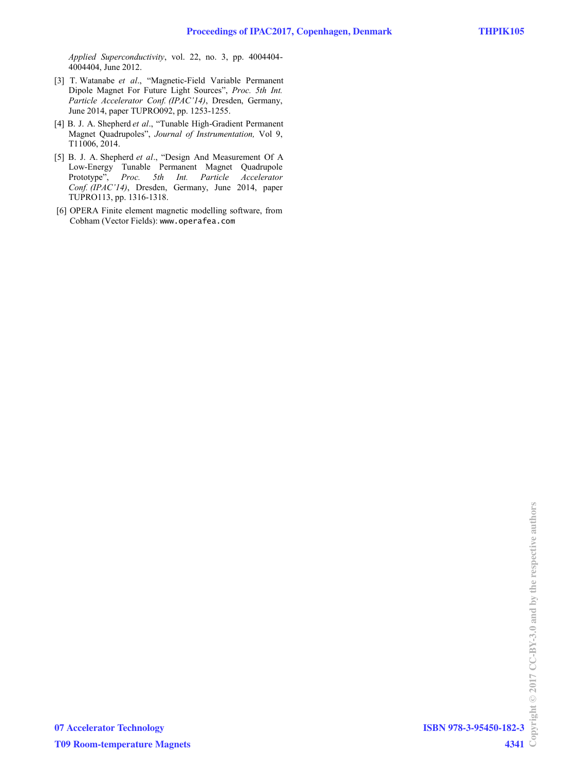*Applied Superconductivity*, vol. 22, no. 3, pp. 4004404-4004404, June 2012.

[3] T. Watanabe *et al*., "Magnetic-Field Variable Permanent Dipole Magnet For Future Light Sources", *Proc. 5th Int. Particle Accelerator Conf. (IPAC'14)*, Dresden, Germany, June 2014, paper TUPRO092, pp. 1253-1255.

[4] B. J. A. Shepherd *et al*., "Tunable High-Gradient Permanent Magnet Quadrupoles", *Journal of Instrumentation,* Vol 9, T11006, 2014.

[5] B. J. A. Shepherd *et al*., "Design And Measurement Of A Low-Energy Tunable Permanent Magnet Quadrupole Prototype", *Proc. 5th Int. Particle Accelerator Conf. (IPAC'14)*, Dresden, Germany, June 2014, paper TUPRO113, pp. 1316-1318.

[6] OPERA Finite element magnetic modelling software, from Cobham (Vector Fields): www.operafea.com